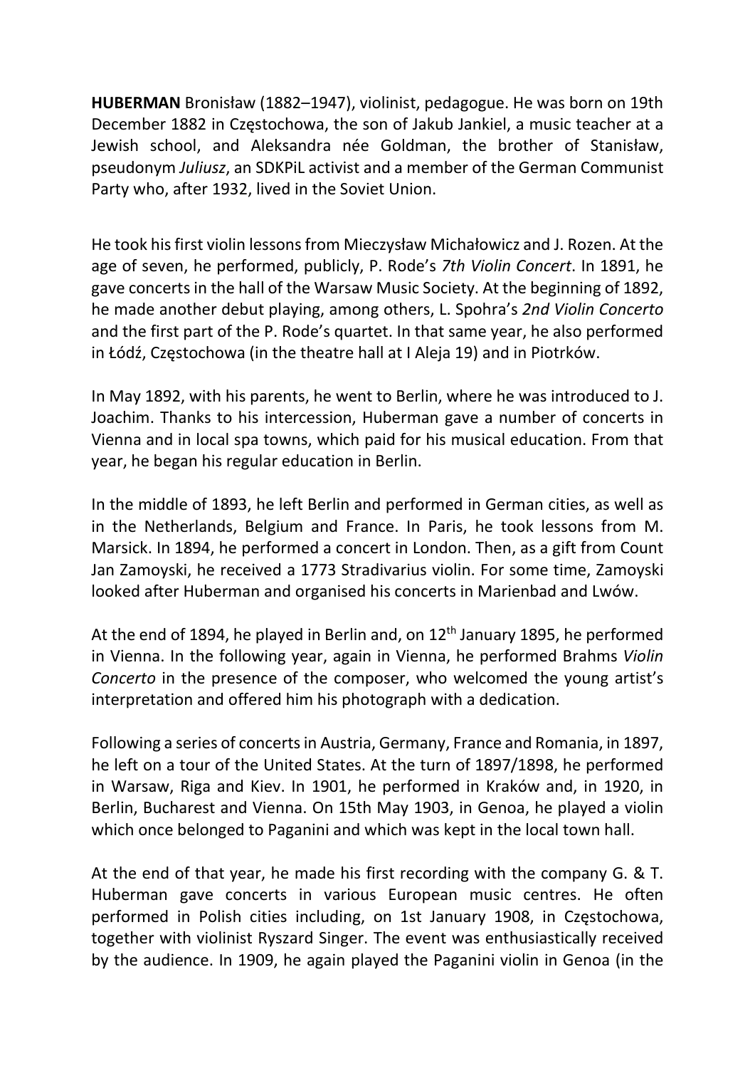**HUBERMAN** Bronisław (1882–1947), violinist, pedagogue. He was born on 19th December 1882 in Częstochowa, the son of Jakub Jankiel, a music teacher at a Jewish school, and Aleksandra née Goldman, the brother of Stanisław, pseudonym *Juliusz*, an SDKPiL activist and a member of the German Communist Party who, after 1932, lived in the Soviet Union.

He took his first violin lessons from Mieczysław Michałowicz and J. Rozen. At the age of seven, he performed, publicly, P. Rode's *7th Violin Concert*. In 1891, he gave concerts in the hall of the Warsaw Music Society. At the beginning of 1892, he made another debut playing, among others, L. Spohra's *2nd Violin Concerto* and the first part of the P. Rode's quartet. In that same year, he also performed in Łódź, Częstochowa (in the theatre hall at I Aleja 19) and in Piotrków.

In May 1892, with his parents, he went to Berlin, where he was introduced to J. Joachim. Thanks to his intercession, Huberman gave a number of concerts in Vienna and in local spa towns, which paid for his musical education. From that year, he began his regular education in Berlin.

In the middle of 1893, he left Berlin and performed in German cities, as well as in the Netherlands, Belgium and France. In Paris, he took lessons from M. Marsick. In 1894, he performed a concert in London. Then, as a gift from Count Jan Zamoyski, he received a 1773 Stradivarius violin. For some time, Zamoyski looked after Huberman and organised his concerts in Marienbad and Lwów.

At the end of 1894, he played in Berlin and, on 12th January 1895, he performed in Vienna. In the following year, again in Vienna, he performed Brahms *Violin Concerto* in the presence of the composer, who welcomed the young artist's interpretation and offered him his photograph with a dedication.

Following a series of concerts in Austria, Germany, France and Romania, in 1897, he left on a tour of the United States. At the turn of 1897/1898, he performed in Warsaw, Riga and Kiev. In 1901, he performed in Kraków and, in 1920, in Berlin, Bucharest and Vienna. On 15th May 1903, in Genoa, he played a violin which once belonged to Paganini and which was kept in the local town hall.

At the end of that year, he made his first recording with the company G. & T. Huberman gave concerts in various European music centres. He often performed in Polish cities including, on 1st January 1908, in Częstochowa, together with violinist Ryszard Singer. The event was enthusiastically received by the audience. In 1909, he again played the Paganini violin in Genoa (in the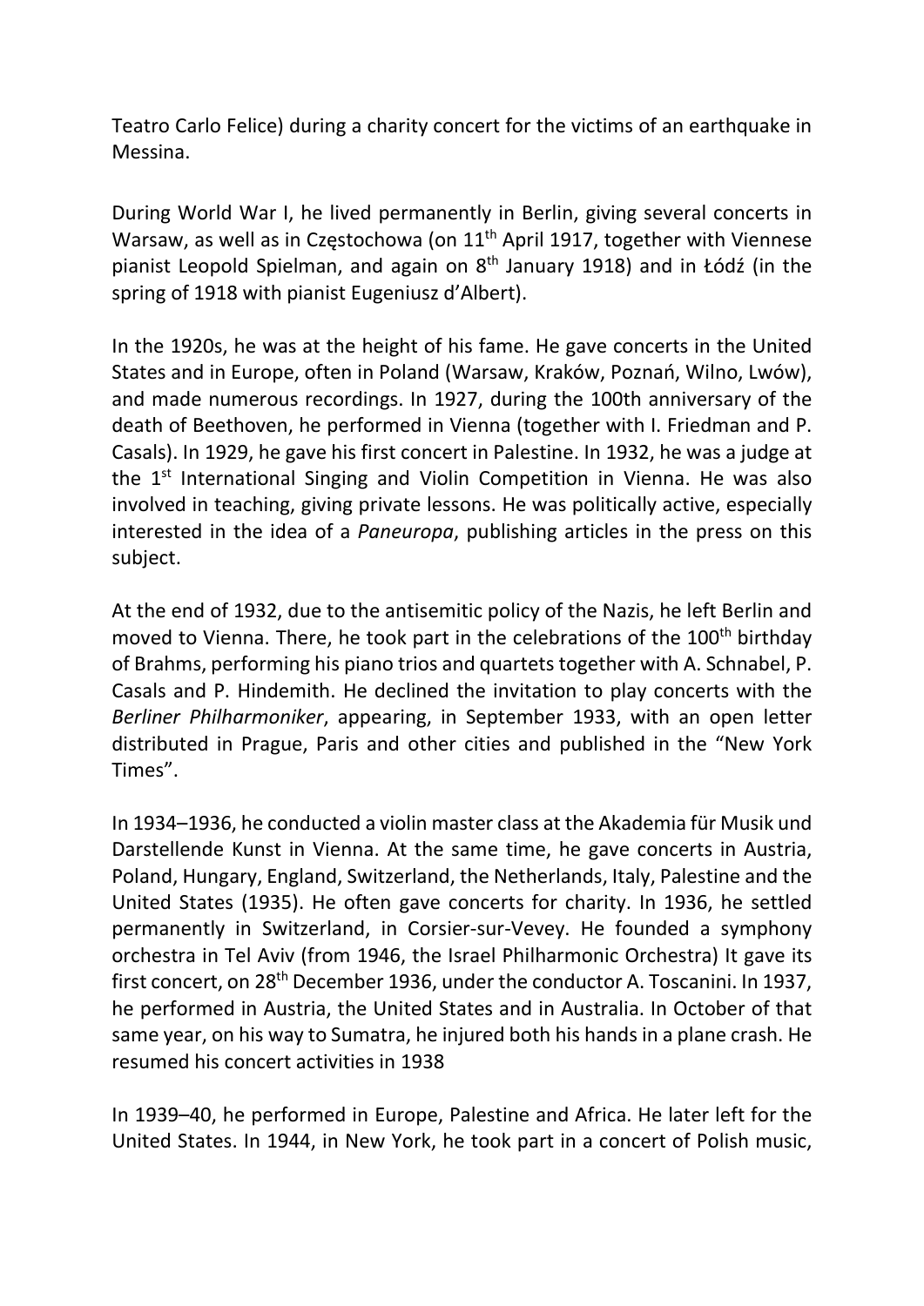Teatro Carlo Felice) during a charity concert for the victims of an earthquake in Messina.

During World War I, he lived permanently in Berlin, giving several concerts in Warsaw, as well as in Częstochowa (on 11th April 1917, together with Viennese pianist Leopold Spielman, and again on 8th January 1918) and in Łódź (in the spring of 1918 with pianist Eugeniusz d'Albert).

In the 1920s, he was at the height of his fame. He gave concerts in the United States and in Europe, often in Poland (Warsaw, Kraków, Poznań, Wilno, Lwów), and made numerous recordings. In 1927, during the 100th anniversary of the death of Beethoven, he performed in Vienna (together with I. Friedman and P. Casals). In 1929, he gave his first concert in Palestine. In 1932, he was a judge at the 1st International Singing and Violin Competition in Vienna. He was also involved in teaching, giving private lessons. He was politically active, especially interested in the idea of a *Paneuropa*, publishing articles in the press on this subject.

At the end of 1932, due to the antisemitic policy of the Nazis, he left Berlin and moved to Vienna. There, he took part in the celebrations of the 100th birthday of Brahms, performing his piano trios and quartets together with A. Schnabel, P. Casals and P. Hindemith. He declined the invitation to play concerts with the *Berliner Philharmoniker*, appearing, in September 1933, with an open letter distributed in Prague, Paris and other cities and published in the "New York Times".

In 1934–1936, he conducted a violin master class at the Akademia für Musik und Darstellende Kunst in Vienna. At the same time, he gave concerts in Austria, Poland, Hungary, England, Switzerland, the Netherlands, Italy, Palestine and the United States (1935). He often gave concerts for charity. In 1936, he settled permanently in Switzerland, in Corsier-sur-Vevey. He founded a symphony orchestra in Tel Aviv (from 1946, the Israel Philharmonic Orchestra) It gave its first concert, on 28th December 1936, under the conductor A. Toscanini. In 1937, he performed in Austria, the United States and in Australia. In October of that same year, on his way to Sumatra, he injured both his hands in a plane crash. He resumed his concert activities in 1938

In 1939–40, he performed in Europe, Palestine and Africa. He later left for the United States. In 1944, in New York, he took part in a concert of Polish music,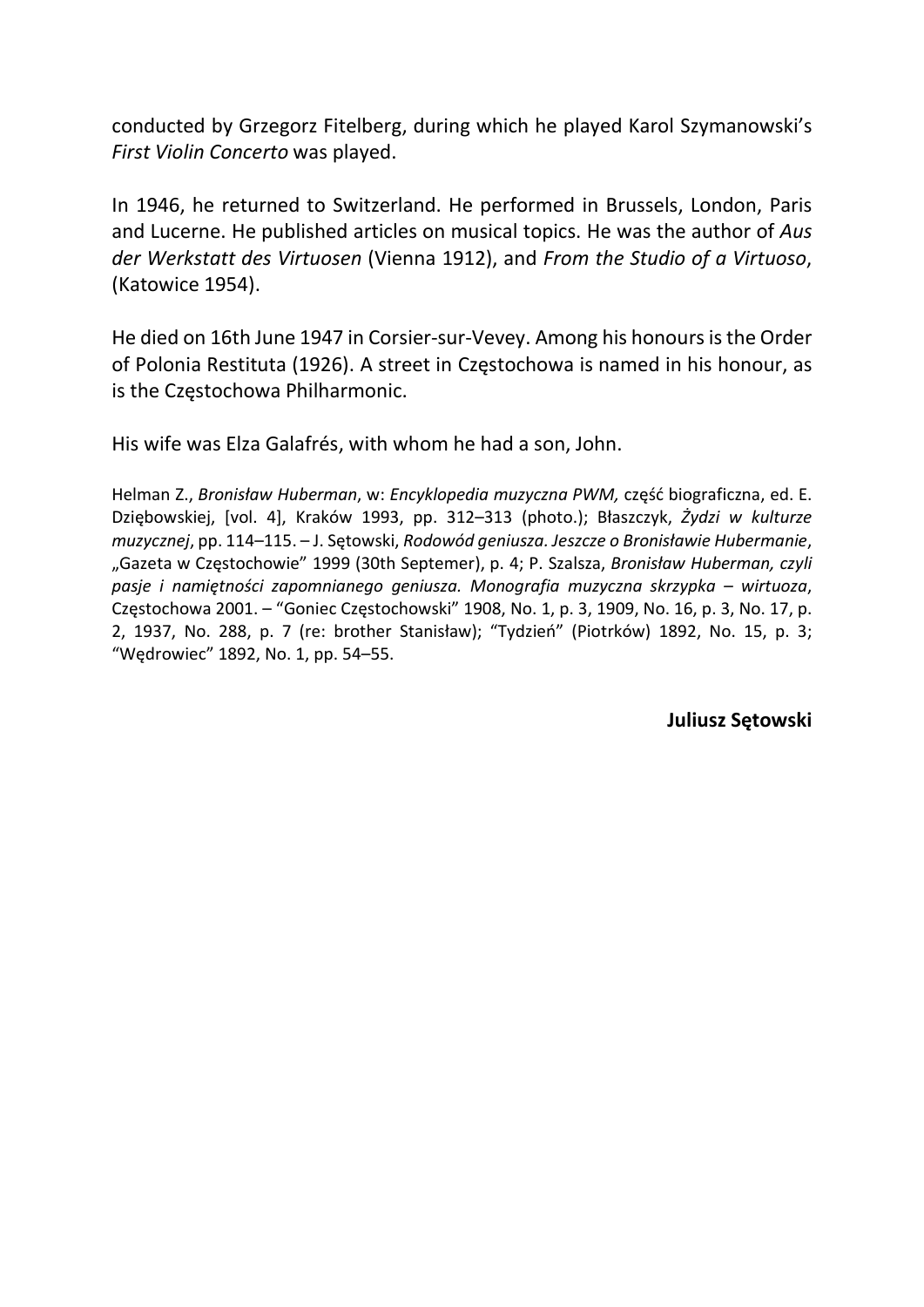conducted by Grzegorz Fitelberg, during which he played Karol Szymanowski's *First Violin Concerto* was played.

In 1946, he returned to Switzerland. He performed in Brussels, London, Paris and Lucerne. He published articles on musical topics. He was the author of *Aus der Werkstatt des Virtuosen* (Vienna 1912), and *From the Studio of a Virtuoso*, (Katowice 1954).

He died on 16th June 1947 in Corsier-sur-Vevey. Among his honours is the Order of Polonia Restituta (1926). A street in Częstochowa is named in his honour, as is the Częstochowa Philharmonic.

His wife was Elza Galafrés, with whom he had a son, John.

Helman Z., *Bronisław Huberman*, w: *Encyklopedia muzyczna PWM,* część biograficzna, ed. E. Dziębowskiej, [vol. 4], Kraków 1993, pp. 312–313 (photo.); Błaszczyk, *Żydzi w kulturze muzycznej*, pp. 114–115. – J. Sętowski, *Rodowód geniusza. Jeszcze o Bronisławie Hubermanie*, „Gazeta w Częstochowie" 1999 (30th Septemer), p. 4; P. Szalsza, *Bronisław Huberman, czyli pasje i namiętności zapomnianego geniusza. Monografia muzyczna skrzypka – wirtuoza*, Częstochowa 2001. – "Goniec Częstochowski" 1908, No. 1, p. 3, 1909, No. 16, p. 3, No. 17, p. 2, 1937, No. 288, p. 7 (re: brother Stanisław); "Tydzień" (Piotrków) 1892, No. 15, p. 3; "Wędrowiec" 1892, No. 1, pp. 54–55.

**Juliusz Sętowski**